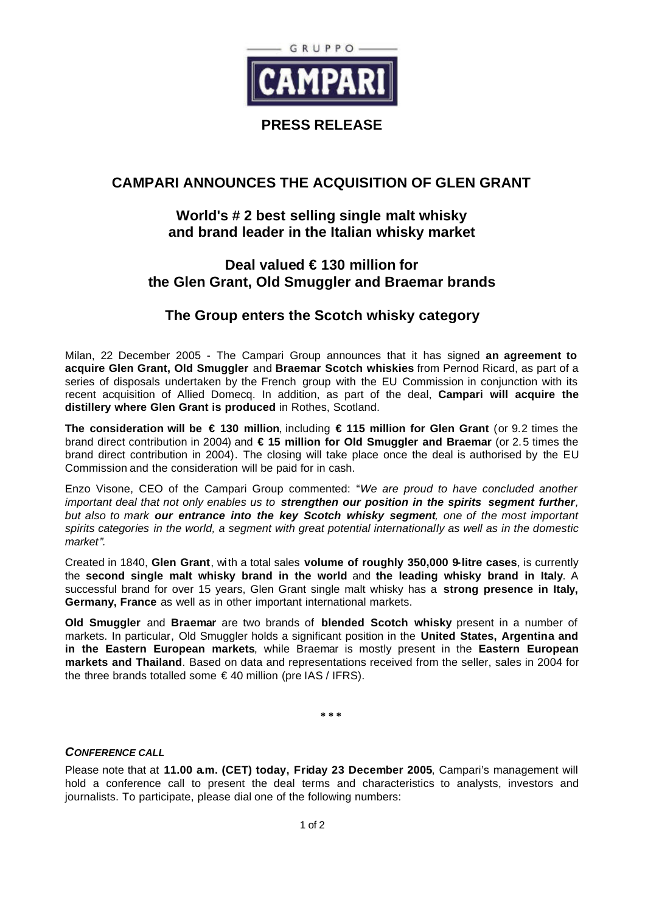GRUPPO CAMPARI

**PRESS RELEASE**

# CAMPARI ANNOUNCES THE ACQUISITION OF GLEN GRANT

## World's # 2 best selling single malt whisky and brand leader in the Italian whisky market

## Deal valued € 130 million for the Glen Grant, Old Smuggler and Braemar brands

## The Group enters the Scotch whisky category

Milan, 22 December 2005 - The Campari Group announces that it has signed **an agreement to acquire Glen Grant, Old Smuggler** and **Braemar Scotch whiskies** from Pernod Ricard, as part of a series of disposals undertaken by the French group with the EU Commission in conjunction with its recent acquisition of Allied Domecq. In addition, as part of the deal, **Campari will acquire the distillery where Glen Grant is produced** in Rothes, Scotland.

**The consideration will be € 130 million**, including **€ 115 million for Glen Grant** (or 9.2 times the brand direct contribution in 2004) and **€ 15 million for Old Smuggler and Braemar** (or 2.5 times the brand direct contribution in 2004). The closing will take place once the deal is authorised by the EU Commission and the consideration will be paid for in cash.

Enzo Visone, CEO of the Campari Group commented: "*We are proud to have concluded another important deal that not only enables us to* ***strengthen our position in the spirits segment further****, but also to mark* ***our entrance into the key Scotch whisky segment****, one of the most important spirits categories in the world, a segment with great potential internationally as well as in the domestic market".*

Created in 1840, **Glen Grant**, with a total sales **volume of roughly 350,000 9-litre cases**, is currently the **second single malt whisky brand in the world** and **the leading whisky brand in Italy**. A successful brand for over 15 years, Glen Grant single malt whisky has a **strong presence in Italy, Germany, France** as well as in other important international markets.

**Old Smuggler** and **Braemar** are two brands of **blended Scotch whisky** present in a number of markets. In particular, Old Smuggler holds a significant position in the **United States, Argentina and in the Eastern European markets**, while Braemar is mostly present in the **Eastern European markets and Thailand**. Based on data and representations received from the seller, sales in 2004 for the three brands totalled some € 40 million (pre IAS / IFRS).

\* \* \*

***CONFERENCE CALL***

Please note that at **11.00 a.m. (CET) today, Friday 23 December 2005**, Campari's management will hold a conference call to present the deal terms and characteristics to analysts, investors and journalists. To participate, please dial one of the following numbers: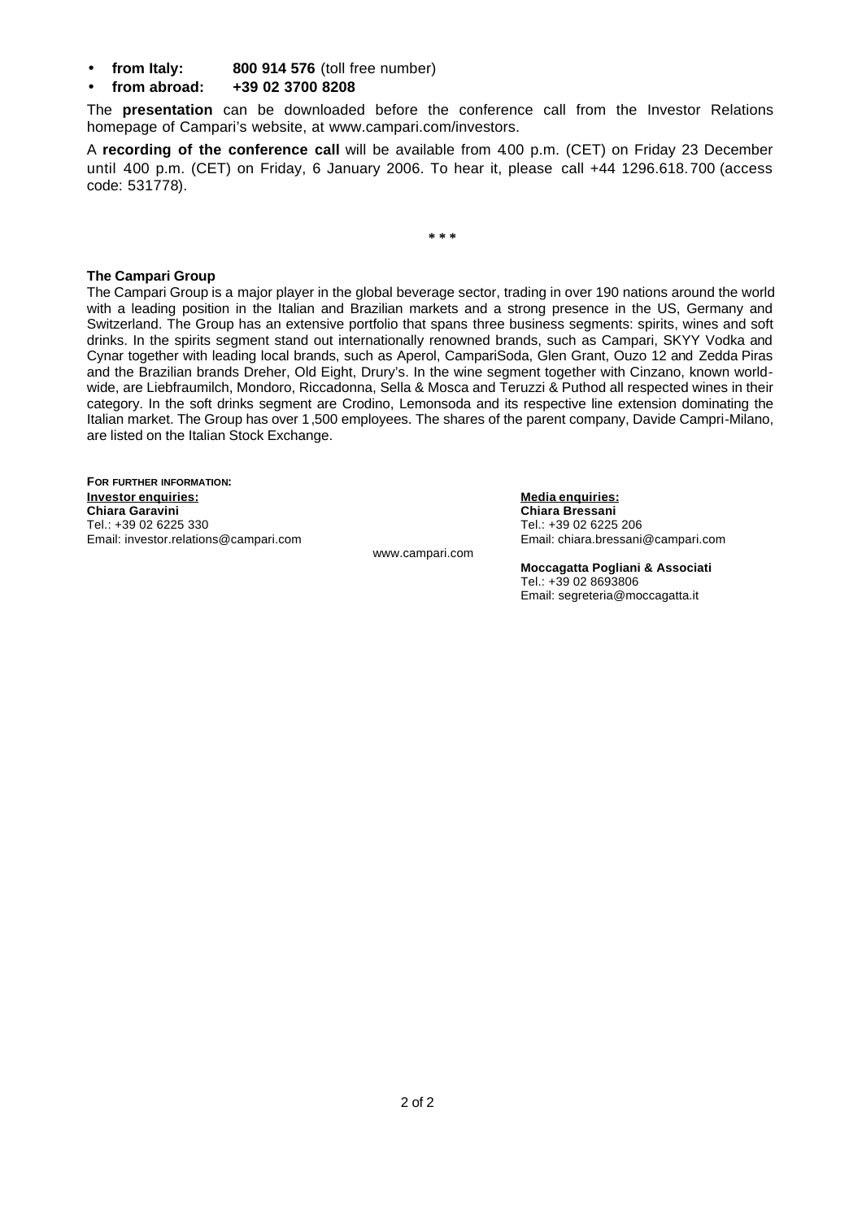- **from Italy:** **800 914 576** (toll free number)
- **from abroad:** **+39 02 3700 8208**

The **presentation** can be downloaded before the conference call from the Investor Relations homepage of Campari's website, at www.campari.com/investors.

A **recording of the conference call** will be available from 4.00 p.m. (CET) on Friday 23 December until 4.00 p.m. (CET) on Friday, 6 January 2006. To hear it, please call +44 1296.618.700 (access code: 531778).

\* \* \*

**The Campari Group**

The Campari Group is a major player in the global beverage sector, trading in over 190 nations around the world with a leading position in the Italian and Brazilian markets and a strong presence in the US, Germany and Switzerland. The Group has an extensive portfolio that spans three business segments: spirits, wines and soft drinks. In the spirits segment stand out internationally renowned brands, such as Campari, SKYY Vodka and Cynar together with leading local brands, such as Aperol, CampariSoda, Glen Grant, Ouzo 12 and Zedda Piras and the Brazilian brands Dreher, Old Eight, Drury's. In the wine segment together with Cinzano, known world-wide, are Liebfraumilch, Mondoro, Riccadonna, Sella & Mosca and Teruzzi & Puthod all respected wines in their category. In the soft drinks segment are Crodino, Lemonsoda and its respective line extension dominating the Italian market. The Group has over 1,500 employees. The shares of the parent company, Davide Campri-Milano, are listed on the Italian Stock Exchange.

**FOR FURTHER INFORMATION:**

**Investor enquiries:**
**Chiara Garavini**
Tel.: +39 02 6225 330
Email: investor.relations@campari.com

**Media enquiries:**
**Chiara Bressani**
Tel.: +39 02 6225 206
Email: chiara.bressani@campari.com

www.campari.com

**Moccagatta Pogliani & Associati**
Tel.: +39 02 8693806
Email: segreteria@moccagatta.it